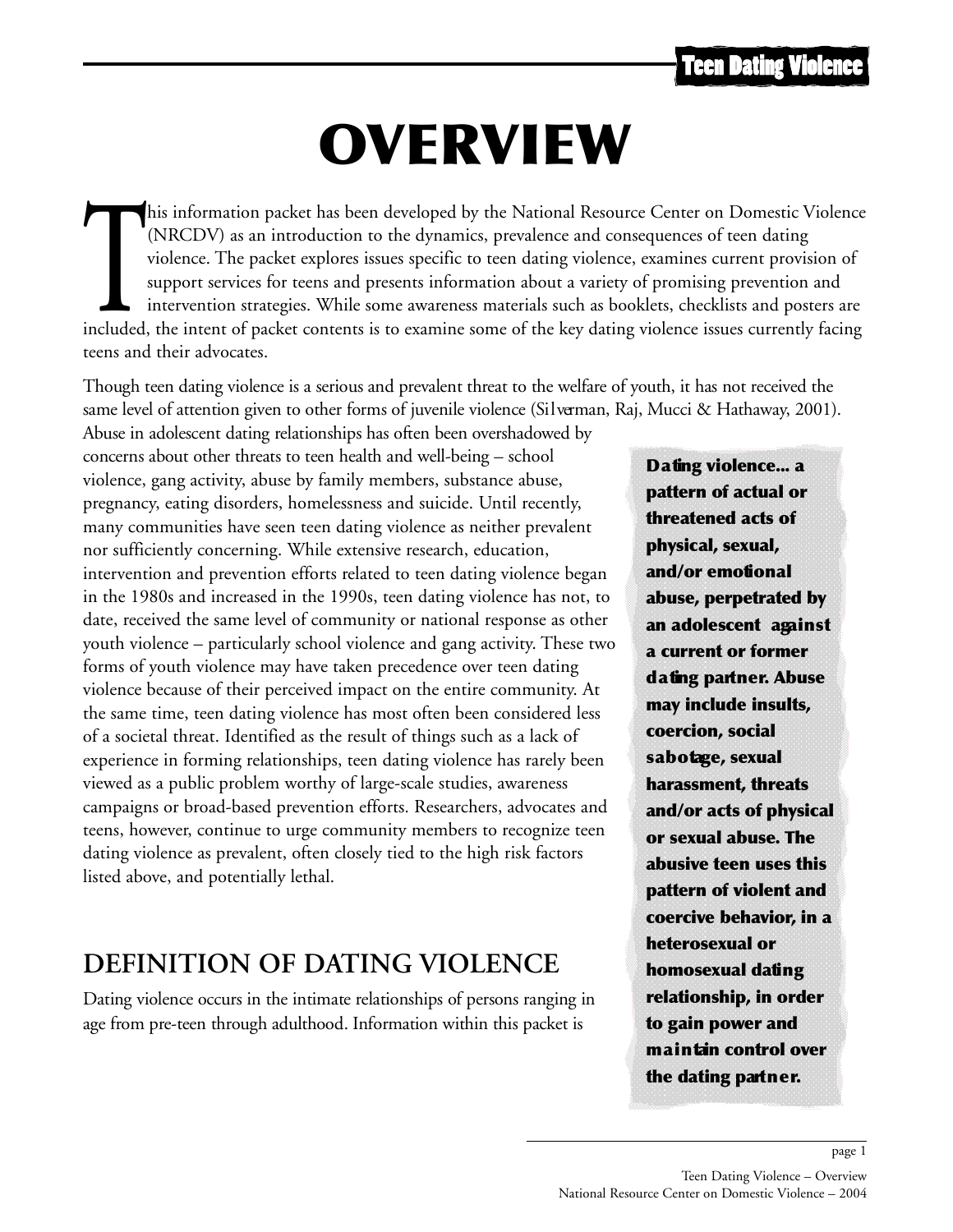# OVERVIEW

This information packet has been developed by the National Resource Center on Domestic Violence (NRCDV) as an introduction to the dynamics, prevalence and consequences of teen dating violence. The packet explores issues specific to teen dating violence, examines current provision of support services for teens and presents information about a variety of promising prevention and intervention strategies. While some awareness materials such as booklets, checklists and posters are included, the intent of packet contents is to examine some of the key dating violence issues currently facing teens and their advocates.

Though teen dating violence is a serious and prevalent threat to the welfare of youth, it has not received the same level of attention given to other forms of juvenile violence (Silverman, Raj, Mucci & Hathaway, 2001). Abuse in adolescent dating relationships has often been overshadowed by concerns about other threats to teen health and well-being – school violence, gang activity, abuse by family members, substance abuse, pregnancy, eating disorders, homelessness and suicide. Until recently, many communities have seen teen dating violence as neither prevalent nor sufficiently concerning. While extensive research, education, intervention and prevention efforts related to teen dating violence began in the 1980s and increased in the 1990s, teen dating violence has not, to date, received the same level of community or national response as other youth violence – particularly school violence and gang activity. These two forms of youth violence may have taken precedence over teen dating violence because of their perceived impact on the entire community. At the same time, teen dating violence has most often been considered less of a societal threat. Identified as the result of things such as a lack of experience in forming relationships, teen dating violence has rarely been viewed as a public problem worthy of large-scale studies, awareness campaigns or broad-based prevention efforts. Researchers, advocates and teens, however, continue to urge community members to recognize teen dating violence as prevalent, often closely tied to the high risk factors listed above, and potentially lethal.

**Dating violence... a pattern of actual or threatened acts of physical, sexual, and/or emotional abuse, perpetrated by an adolescent against a current or former dating partner. Abuse may include insults, coercion, social sabotage, sexual harassment, threats and/or acts of physical or sexual abuse. The abusive teen uses this pattern of violent and coercive behavior, in a heterosexual or homosexual dating relationship, in order to gain power and maintain control over the dating partner.**

## DEFINITION OF DATING VIOLENCE

Dating violence occurs in the intimate relationships of persons ranging in age from pre-teen through adulthood. Information within this packet is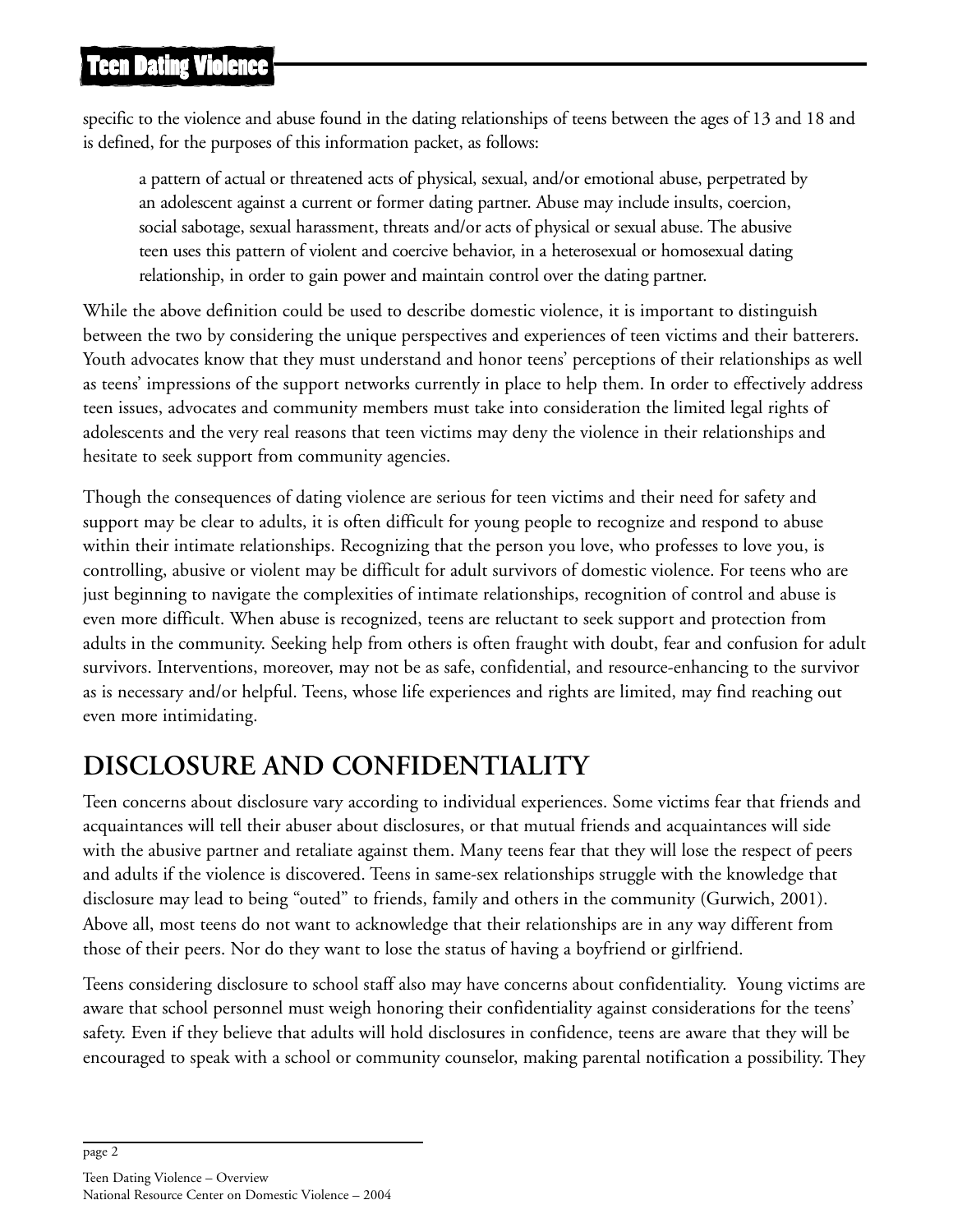specific to the violence and abuse found in the dating relationships of teens between the ages of 13 and 18 and is defined, for the purposes of this information packet, as follows:

> a pattern of actual or threatened acts of physical, sexual, and/or emotional abuse, perpetrated by an adolescent against a current or former dating partner. Abuse may include insults, coercion, social sabotage, sexual harassment, threats and/or acts of physical or sexual abuse. The abusive teen uses this pattern of violent and coercive behavior, in a heterosexual or homosexual dating relationship, in order to gain power and maintain control over the dating partner.

While the above definition could be used to describe domestic violence, it is important to distinguish between the two by considering the unique perspectives and experiences of teen victims and their batterers. Youth advocates know that they must understand and honor teens' perceptions of their relationships as well as teens' impressions of the support networks currently in place to help them. In order to effectively address teen issues, advocates and community members must take into consideration the limited legal rights of adolescents and the very real reasons that teen victims may deny the violence in their relationships and hesitate to seek support from community agencies.

Though the consequences of dating violence are serious for teen victims and their need for safety and support may be clear to adults, it is often difficult for young people to recognize and respond to abuse within their intimate relationships. Recognizing that the person you love, who professes to love you, is controlling, abusive or violent may be difficult for adult survivors of domestic violence. For teens who are just beginning to navigate the complexities of intimate relationships, recognition of control and abuse is even more difficult. When abuse is recognized, teens are reluctant to seek support and protection from adults in the community. Seeking help from others is often fraught with doubt, fear and confusion for adult survivors. Interventions, moreover, may not be as safe, confidential, and resource-enhancing to the survivor as is necessary and/or helpful. Teens, whose life experiences and rights are limited, may find reaching out even more intimidating.

## DISCLOSURE AND CONFIDENTIALITY

Teen concerns about disclosure vary according to individual experiences. Some victims fear that friends and acquaintances will tell their abuser about disclosures, or that mutual friends and acquaintances will side with the abusive partner and retaliate against them. Many teens fear that they will lose the respect of peers and adults if the violence is discovered. Teens in same-sex relationships struggle with the knowledge that disclosure may lead to being "outed" to friends, family and others in the community (Gurwich, 2001). Above all, most teens do not want to acknowledge that their relationships are in any way different from those of their peers. Nor do they want to lose the status of having a boyfriend or girlfriend.

Teens considering disclosure to school staff also may have concerns about confidentiality. Young victims are aware that school personnel must weigh honoring their confidentiality against considerations for the teens' safety. Even if they believe that adults will hold disclosures in confidence, teens are aware that they will be encouraged to speak with a school or community counselor, making parental notification a possibility. They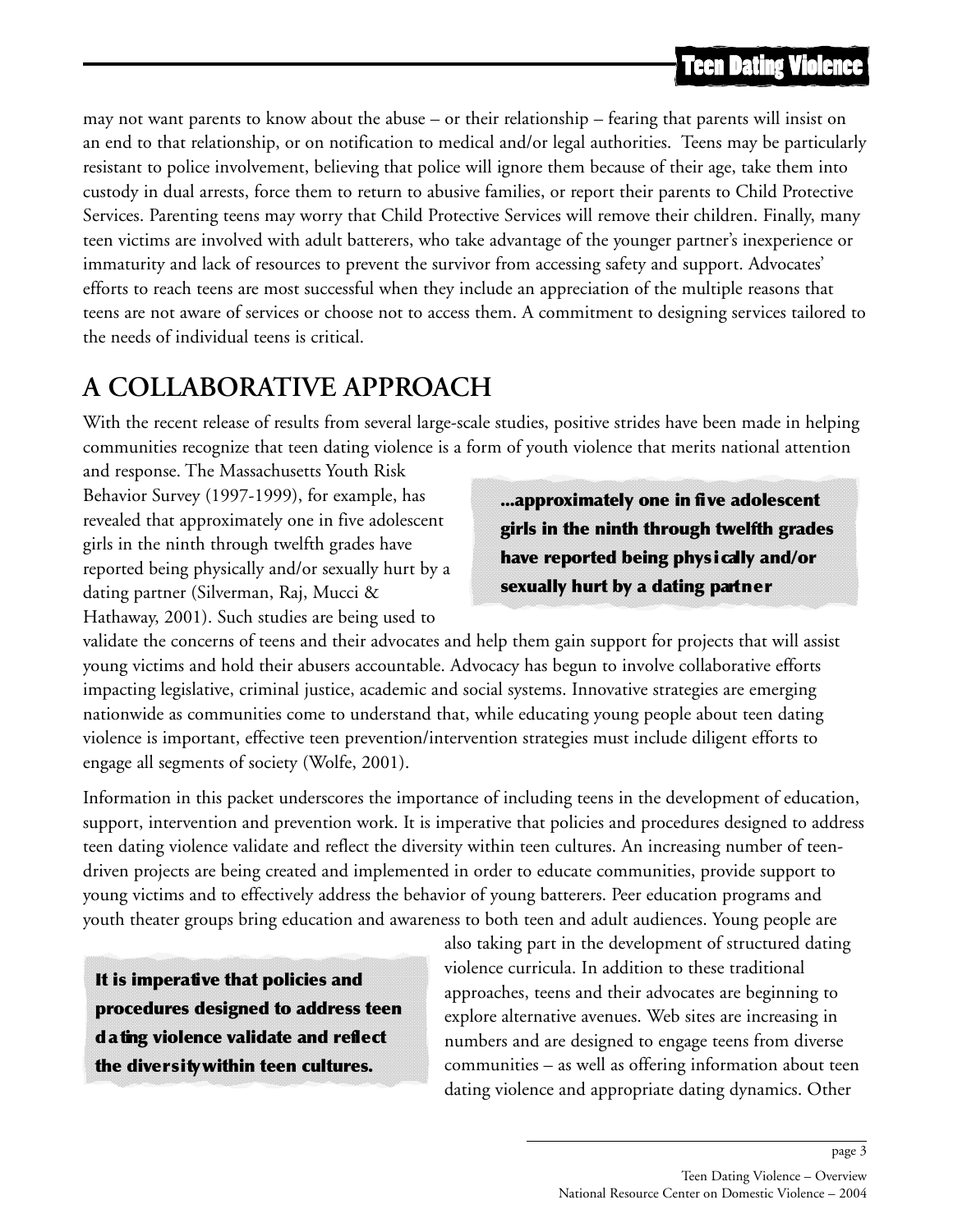may not want parents to know about the abuse – or their relationship – fearing that parents will insist on an end to that relationship, or on notification to medical and/or legal authorities. Teens may be particularly resistant to police involvement, believing that police will ignore them because of their age, take them into custody in dual arrests, force them to return to abusive families, or report their parents to Child Protective Services. Parenting teens may worry that Child Protective Services will remove their children. Finally, many teen victims are involved with adult batterers, who take advantage of the younger partner's inexperience or immaturity and lack of resources to prevent the survivor from accessing safety and support. Advocates' efforts to reach teens are most successful when they include an appreciation of the multiple reasons that teens are not aware of services or choose not to access them. A commitment to designing services tailored to the needs of individual teens is critical.

## A COLLABORATIVE APPROACH

With the recent release of results from several large-scale studies, positive strides have been made in helping communities recognize that teen dating violence is a form of youth violence that merits national attention and response. The Massachusetts Youth Risk Behavior Survey (1997-1999), for example, has revealed that approximately one in five adolescent girls in the ninth through twelfth grades have reported being physically and/or sexually hurt by a dating partner (Silverman, Raj, Mucci & Hathaway, 2001). Such studies are being used to validate the concerns of teens and their advocates and help them gain support for projects that will assist young victims and hold their abusers accountable. Advocacy has begun to involve collaborative efforts impacting legislative, criminal justice, academic and social systems. Innovative strategies are emerging nationwide as communities come to understand that, while educating young people about teen dating violence is important, effective teen prevention/intervention strategies must include diligent efforts to engage all segments of society (Wolfe, 2001).

> **...approximately one in five adolescent girls in the ninth through twelfth grades have reported being physically and/or sexually hurt by a dating partner**

Information in this packet underscores the importance of including teens in the development of education, support, intervention and prevention work. It is imperative that policies and procedures designed to address teen dating violence validate and reflect the diversity within teen cultures. An increasing number of teen-driven projects are being created and implemented in order to educate communities, provide support to young victims and to effectively address the behavior of young batterers. Peer education programs and youth theater groups bring education and awareness to both teen and adult audiences. Young people are also taking part in the development of structured dating violence curricula. In addition to these traditional approaches, teens and their advocates are beginning to explore alternative avenues. Web sites are increasing in numbers and are designed to engage teens from diverse communities – as well as offering information about teen dating violence and appropriate dating dynamics. Other

> **It is imperative that policies and procedures designed to address teen dating violence validate and reflect the diversity within teen cultures.**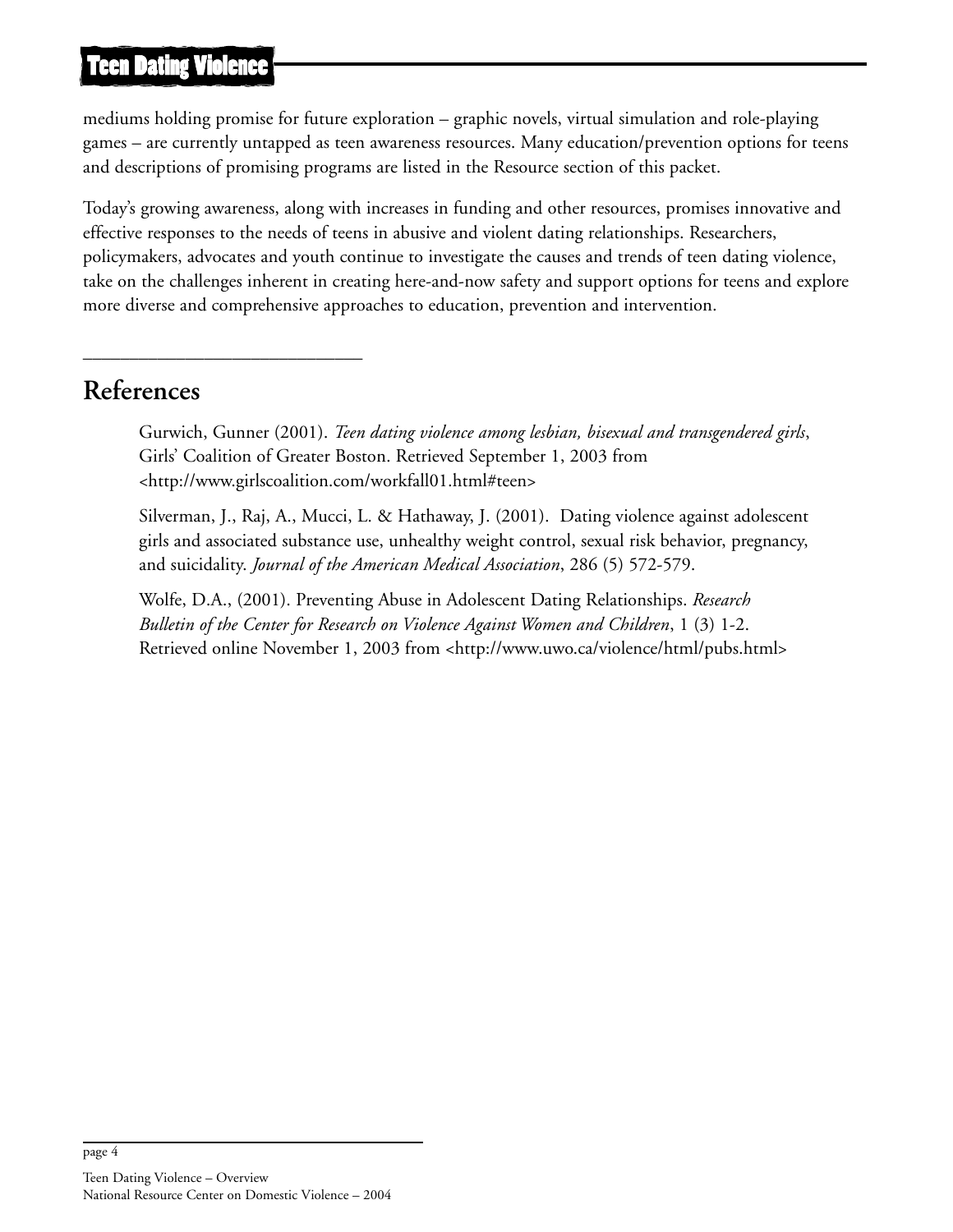mediums holding promise for future exploration – graphic novels, virtual simulation and role-playing games – are currently untapped as teen awareness resources. Many education/prevention options for teens and descriptions of promising programs are listed in the Resource section of this packet.

Today's growing awareness, along with increases in funding and other resources, promises innovative and effective responses to the needs of teens in abusive and violent dating relationships. Researchers, policymakers, advocates and youth continue to investigate the causes and trends of teen dating violence, take on the challenges inherent in creating here-and-now safety and support options for teens and explore more diverse and comprehensive approaches to education, prevention and intervention.

---

## References

Gurwich, Gunner (2001). *Teen dating violence among lesbian, bisexual and transgendered girls*, Girls' Coalition of Greater Boston. Retrieved September 1, 2003 from <http://www.girlscoalition.com/workfall01.html#teen>

Silverman, J., Raj, A., Mucci, L. & Hathaway, J. (2001). Dating violence against adolescent girls and associated substance use, unhealthy weight control, sexual risk behavior, pregnancy, and suicidality. *Journal of the American Medical Association*, 286 (5) 572-579.

Wolfe, D.A., (2001). Preventing Abuse in Adolescent Dating Relationships. *Research Bulletin of the Center for Research on Violence Against Women and Children*, 1 (3) 1-2. Retrieved online November 1, 2003 from <http://www.uwo.ca/violence/html/pubs.html>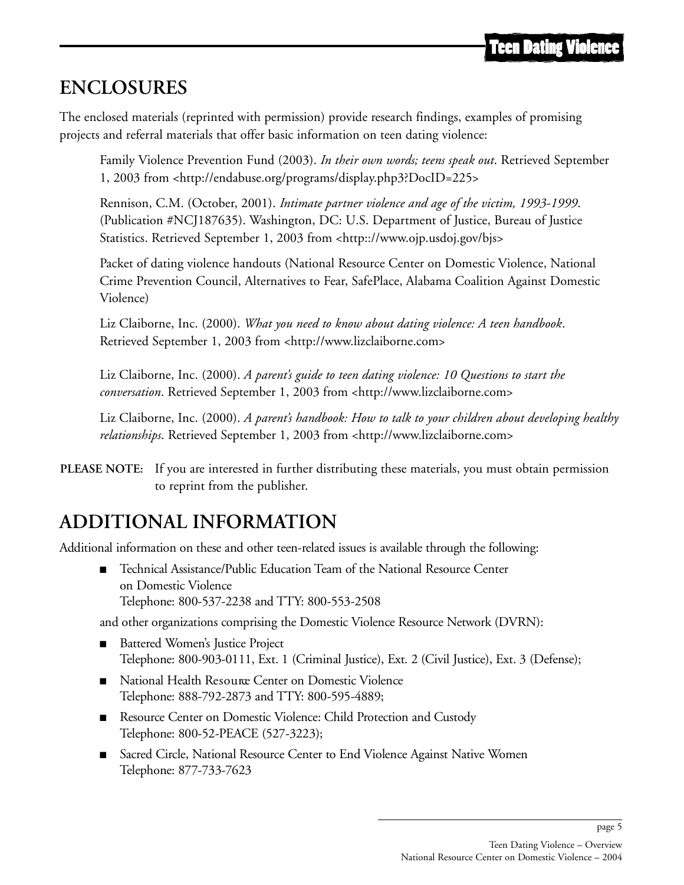## ENCLOSURES

The enclosed materials (reprinted with permission) provide research findings, examples of promising projects and referral materials that offer basic information on teen dating violence:

Family Violence Prevention Fund (2003). *In their own words; teens speak out*. Retrieved September 1, 2003 from <http://endabuse.org/programs/display.php3?DocID=225>

Rennison, C.M. (October, 2001). *Intimate partner violence and age of the victim, 1993-1999*. (Publication #NCJ187635). Washington, DC: U.S. Department of Justice, Bureau of Justice Statistics. Retrieved September 1, 2003 from <http:://www.ojp.usdoj.gov/bjs>

Packet of dating violence handouts (National Resource Center on Domestic Violence, National Crime Prevention Council, Alternatives to Fear, SafePlace, Alabama Coalition Against Domestic Violence)

Liz Claiborne, Inc. (2000). *What you need to know about dating violence: A teen handbook*. Retrieved September 1, 2003 from <http://www.lizclaiborne.com>

Liz Claiborne, Inc. (2000). *A parent's guide to teen dating violence: 10 Questions to start the conversation*. Retrieved September 1, 2003 from <http://www.lizclaiborne.com>

Liz Claiborne, Inc. (2000). *A parent's handbook: How to talk to your children about developing healthy relationships*. Retrieved September 1, 2003 from <http://www.lizclaiborne.com>

**PLEASE NOTE:** If you are interested in further distributing these materials, you must obtain permission to reprint from the publisher.

## ADDITIONAL INFORMATION

Additional information on these and other teen-related issues is available through the following:

- Technical Assistance/Public Education Team of the National Resource Center on Domestic Violence
  Telephone: 800-537-2238 and TTY: 800-553-2508

and other organizations comprising the Domestic Violence Resource Network (DVRN):

- Battered Women's Justice Project
  Telephone: 800-903-0111, Ext. 1 (Criminal Justice), Ext. 2 (Civil Justice), Ext. 3 (Defense);
- National Health Resource Center on Domestic Violence
  Telephone: 888-792-2873 and TTY: 800-595-4889;
- Resource Center on Domestic Violence: Child Protection and Custody
  Telephone: 800-52-PEACE (527-3223);
- Sacred Circle, National Resource Center to End Violence Against Native Women
  Telephone: 877-733-7623